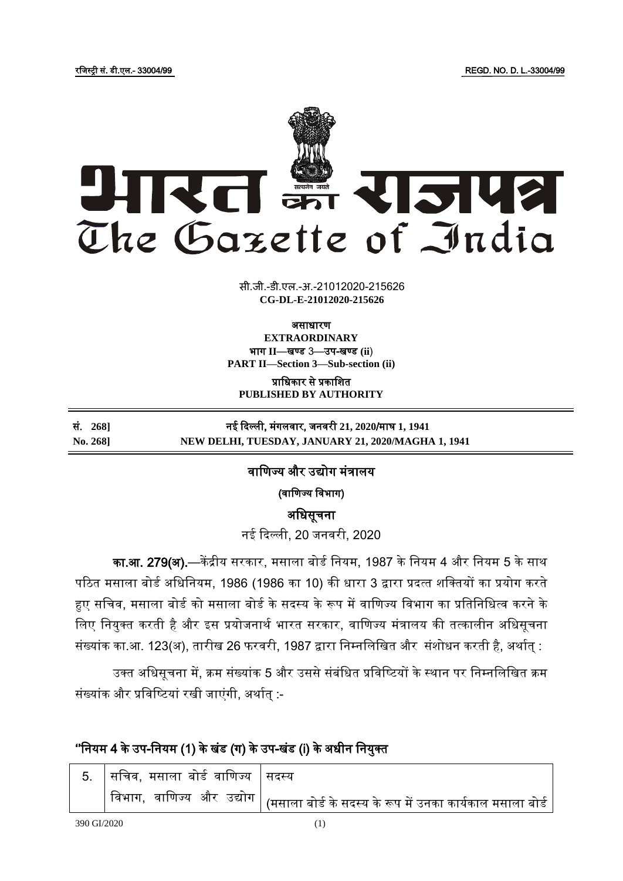रजिस्ट्री सं. डी.एल.- 33004/99 REGD. NO. D. L.-33004/99

# भारत का राजपत्र
# The Gazette of India

सी.जी.-डी.एल.-अ.-21012020-215626
**CG-DL-E-21012020-215626**

**असाधारण**
**EXTRAORDINARY**
**भाग II—खण्ड 3—उप-खण्ड (ii)**
**PART II—Section 3—Sub-section (ii)**

**प्राधिकार से प्रकाशित**
**PUBLISHED BY AUTHORITY**

| | |
|---|---|
| **सं. 268]** | **नई दिल्ली, मंगलवार, जनवरी 21, 2020/माघ 1, 1941** |
| **No. 268]** | **NEW DELHI, TUESDAY, JANUARY 21, 2020/MAGHA 1, 1941** |

## वाणिज्य और उद्योग मंत्रालय

**(वाणिज्य विभाग)**

### अधिसूचना

नई दिल्ली, 20 जनवरी, 2020

**का.आ. 279(अ).**—केंद्रीय सरकार, मसाला बोर्ड नियम, 1987 के नियम 4 और नियम 5 के साथ पठित मसाला बोर्ड अधिनियम, 1986 (1986 का 10) की धारा 3 द्वारा प्रदत्त शक्तियों का प्रयोग करते हुए सचिव, मसाला बोर्ड को मसाला बोर्ड के सदस्य के रूप में वाणिज्य विभाग का प्रतिनिधित्व करने के लिए नियुक्त करती है और इस प्रयोजनार्थ भारत सरकार, वाणिज्य मंत्रालय की तत्कालीन अधिसूचना संख्यांक का.आ. 123(अ), तारीख 26 फरवरी, 1987 द्वारा निम्नलिखित और संशोधन करती है, अर्थात् :

उक्त अधिसूचना में, क्रम संख्यांक 5 और उससे संबंधित प्रविष्टियों के स्थान पर निम्नलिखित क्रम संख्यांक और प्रविष्टियां रखी जाएंगी, अर्थात् :-

**"नियम 4 के उप-नियम (1) के खंड (ग) के उप-खंड (i) के अधीन नियुक्त**

| | | |
|---|---|---|
| 5. | सचिव, मसाला बोर्ड वाणिज्य विभाग, वाणिज्य और उद्योग | सदस्य<br>(मसाला बोर्ड के सदस्य के रूप में उनका कार्यकाल मसाला बोर्ड |

390 GI/2020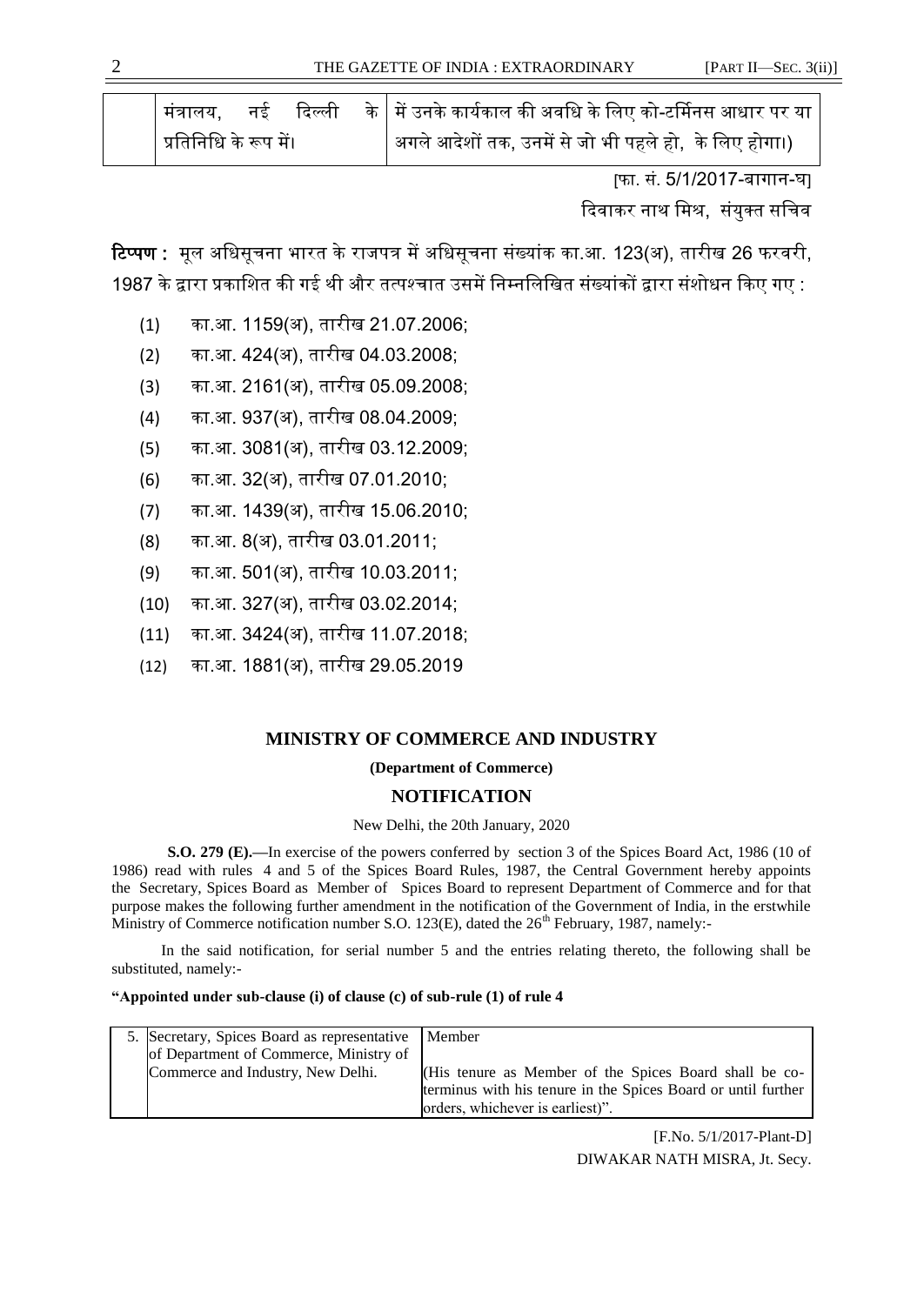| मंत्रालय, नई दिल्ली के प्रतिनिधि के रूप में। | में उनके कार्यकाल की अवधि के लिए को-टर्मिनस आधार पर या अगले आदेशों तक, उनमें से जो भी पहले हो, के लिए होगा।) |
|---|---|

[फा. सं. 5/1/2017-बागान-घ]

दिवाकर नाथ मिश्र, संयुक्त सचिव

**टिप्पण :** मूल अधिसूचना भारत के राजपत्र में अधिसूचना संख्यांक का.आ. 123(अ), तारीख 26 फरवरी, 1987 के द्वारा प्रकाशित की गई थी और तत्पश्चात उसमें निम्नलिखित संख्यांकों द्वारा संशोधन किए गए :

(1) का.आ. 1159(अ), तारीख 21.07.2006;

(2) का.आ. 424(अ), तारीख 04.03.2008;

(3) का.आ. 2161(अ), तारीख 05.09.2008;

(4) का.आ. 937(अ), तारीख 08.04.2009;

(5) का.आ. 3081(अ), तारीख 03.12.2009;

(6) का.आ. 32(अ), तारीख 07.01.2010;

(7) का.आ. 1439(अ), तारीख 15.06.2010;

(8) का.आ. 8(अ), तारीख 03.01.2011;

(9) का.आ. 501(अ), तारीख 10.03.2011;

(10) का.आ. 327(अ), तारीख 03.02.2014;

(11) का.आ. 3424(अ), तारीख 11.07.2018;

(12) का.आ. 1881(अ), तारीख 29.05.2019

## MINISTRY OF COMMERCE AND INDUSTRY

**(Department of Commerce)**

## NOTIFICATION

New Delhi, the 20th January, 2020

**S.O. 279 (E).**—In exercise of the powers conferred by section 3 of the Spices Board Act, 1986 (10 of 1986) read with rules 4 and 5 of the Spices Board Rules, 1987, the Central Government hereby appoints the Secretary, Spices Board as Member of Spices Board to represent Department of Commerce and for that purpose makes the following further amendment in the notification of the Government of India, in the erstwhile Ministry of Commerce notification number S.O. 123(E), dated the 26th February, 1987, namely:-

In the said notification, for serial number 5 and the entries relating thereto, the following shall be substituted, namely:-

**"Appointed under sub-clause (i) of clause (c) of sub-rule (1) of rule 4**

| 5. | Secretary, Spices Board as representative of Department of Commerce, Ministry of Commerce and Industry, New Delhi. | Member<br><br>(His tenure as Member of the Spices Board shall be co-terminus with his tenure in the Spices Board or until further orders, whichever is earliest)". |
|---|---|---|

[F.No. 5/1/2017-Plant-D]

DIWAKAR NATH MISRA, Jt. Secy.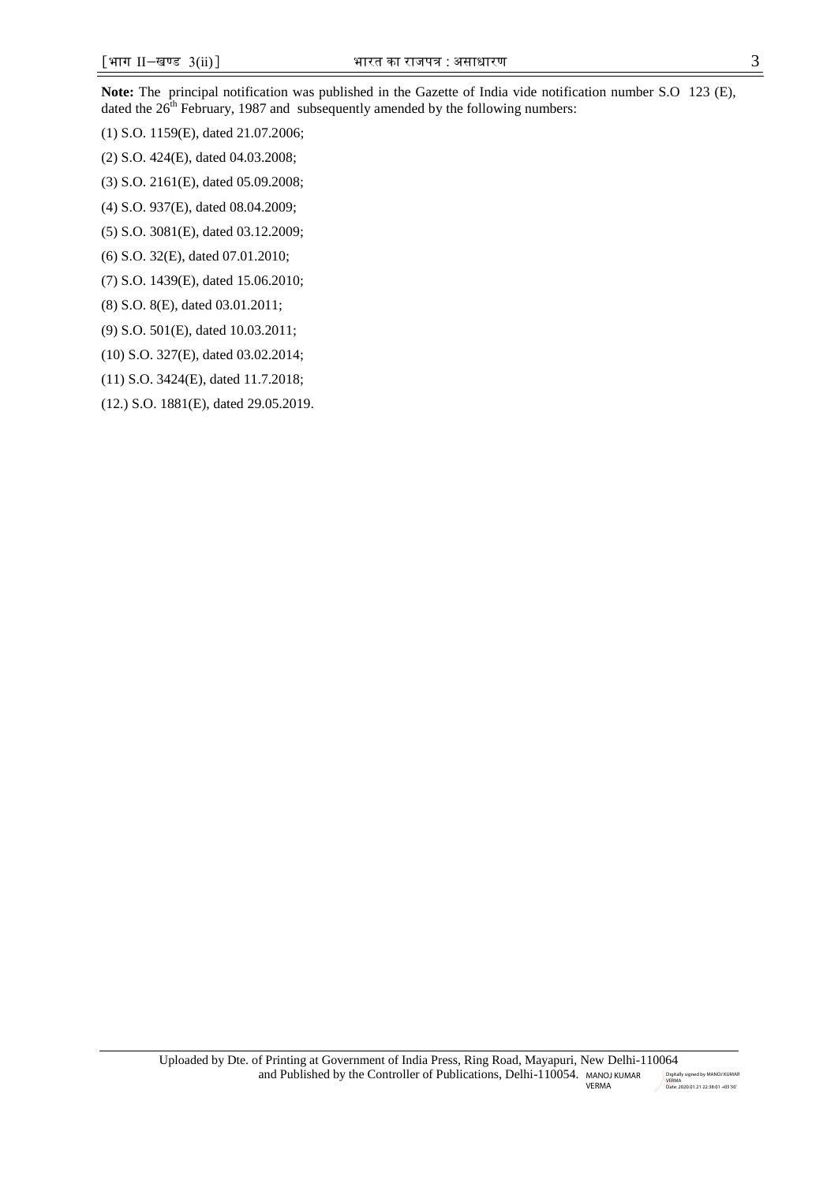**Note:** The principal notification was published in the Gazette of India vide notification number S.O 123 (E), dated the 26th February, 1987 and subsequently amended by the following numbers:

(1) S.O. 1159(E), dated 21.07.2006;

(2) S.O. 424(E), dated 04.03.2008;

(3) S.O. 2161(E), dated 05.09.2008;

(4) S.O. 937(E), dated 08.04.2009;

(5) S.O. 3081(E), dated 03.12.2009;

(6) S.O. 32(E), dated 07.01.2010;

(7) S.O. 1439(E), dated 15.06.2010;

(8) S.O. 8(E), dated 03.01.2011;

(9) S.O. 501(E), dated 10.03.2011;

(10) S.O. 327(E), dated 03.02.2014;

(11) S.O. 3424(E), dated 11.7.2018;

(12.) S.O. 1881(E), dated 29.05.2019.

Uploaded by Dte. of Printing at Government of India Press, Ring Road, Mayapuri, New Delhi-110064 and Published by the Controller of Publications, Delhi-110054. MANOJ KUMAR VERMA

Digitally signed by MANOJ KUMAR VERMA
Date: 2020.01.21 22:38:01 +05'30'